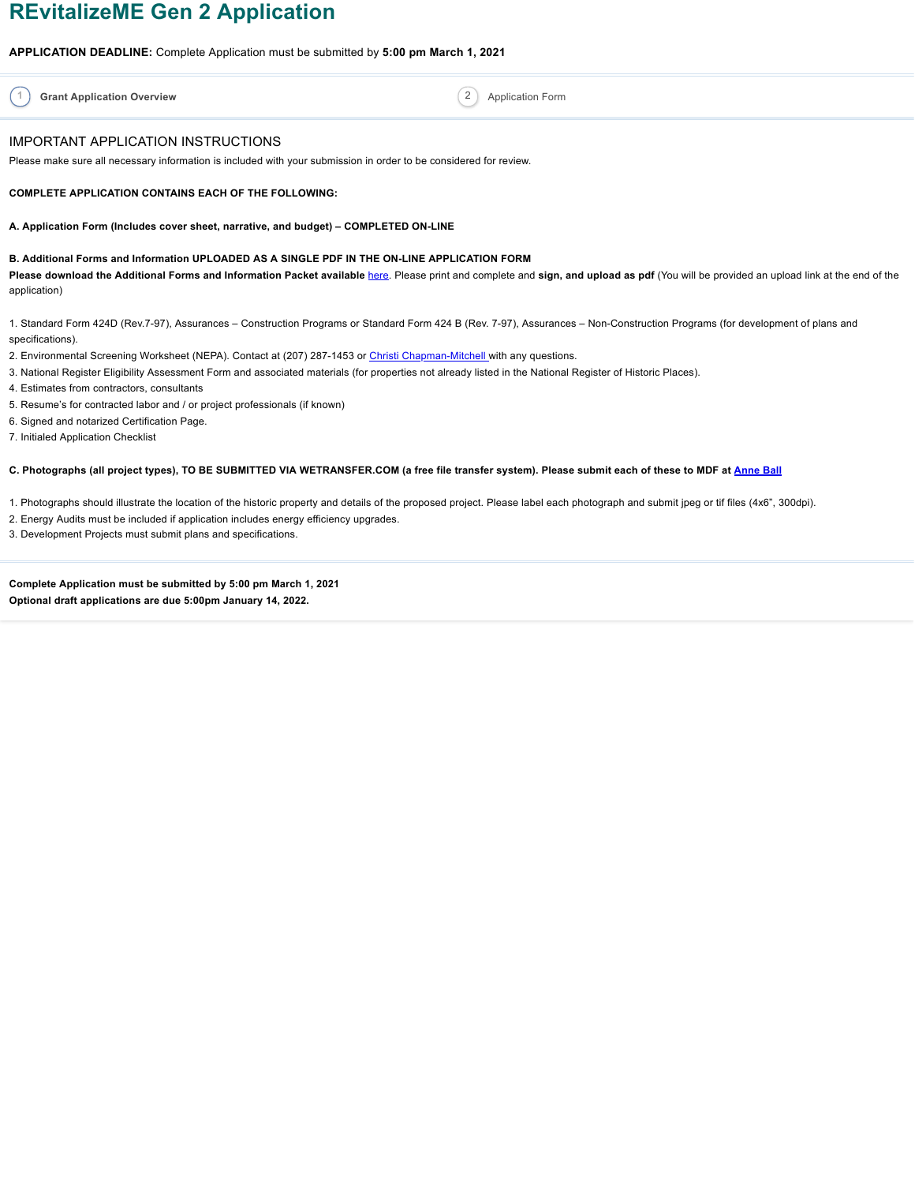# REvitalizeME Gen 2 Application

**APPLICATION DEADLINE:** Complete Application must be submitted by **5:00 pm March 1, 2021**

1 **Grant Application Overview**

2 Application Form

## IMPORTANT APPLICATION INSTRUCTIONS

Please make sure all necessary information is included with your submission in order to be considered for review.

**COMPLETE APPLICATION CONTAINS EACH OF THE FOLLOWING:**

**A. Application Form (Includes cover sheet, narrative, and budget) – COMPLETED ON-LINE**

**B. Additional Forms and Information UPLOADED AS A SINGLE PDF IN THE ON-LINE APPLICATION FORM**
**Please download the Additional Forms and Information Packet available** here. Please print and complete and **sign, and upload as pdf** (You will be provided an upload link at the end of the application)

1. Standard Form 424D (Rev.7-97), Assurances – Construction Programs or Standard Form 424 B (Rev. 7-97), Assurances – Non-Construction Programs (for development of plans and specifications).
2. Environmental Screening Worksheet (NEPA). Contact at (207) 287-1453 or Christi Chapman-Mitchell with any questions.
3. National Register Eligibility Assessment Form and associated materials (for properties not already listed in the National Register of Historic Places).
4. Estimates from contractors, consultants
5. Resume's for contracted labor and / or project professionals (if known)
6. Signed and notarized Certification Page.
7. Initialed Application Checklist

**C. Photographs (all project types), TO BE SUBMITTED VIA WETRANSFER.COM (a free file transfer system). Please submit each of these to MDF at Anne Ball**

1. Photographs should illustrate the location of the historic property and details of the proposed project. Please label each photograph and submit jpeg or tif files (4x6", 300dpi).
2. Energy Audits must be included if application includes energy efficiency upgrades.
3. Development Projects must submit plans and specifications.

**Complete Application must be submitted by 5:00 pm March 1, 2021**
**Optional draft applications are due 5:00pm January 14, 2022.**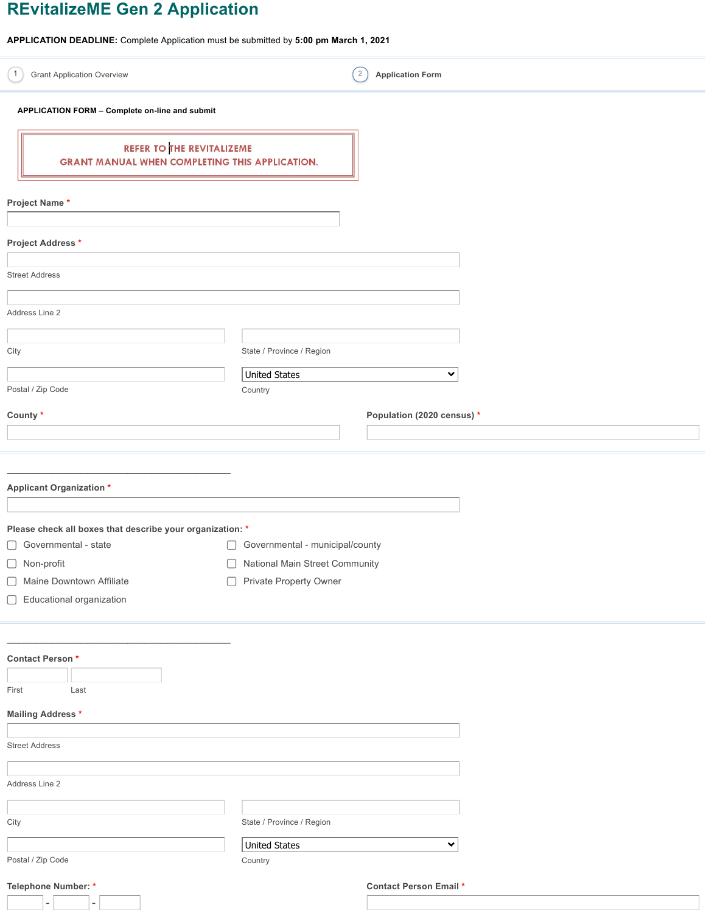# REvitalizeME Gen 2 Application

**APPLICATION DEADLINE:** Complete Application must be submitted by **5:00 pm March 1, 2021**

1 Grant Application Overview

2 **Application Form**

**APPLICATION FORM – Complete on-line and submit**

REFER TO THE REVITALIZEME GRANT MANUAL WHEN COMPLETING THIS APPLICATION.

**Project Name** *

**Project Address** *

Street Address

Address Line 2

City

State / Province / Region

Postal / Zip Code

United States

Country

**County** *

**Population (2020 census)** *

---

**Applicant Organization** *

**Please check all boxes that describe your organization:** *

- ☐ Governmental - state
- ☐ Governmental - municipal/county
- ☐ Non-profit
- ☐ National Main Street Community
- ☐ Maine Downtown Affiliate
- ☐ Private Property Owner
- ☐ Educational organization

---

**Contact Person** *

First

Last

**Mailing Address** *

Street Address

Address Line 2

City

State / Province / Region

Postal / Zip Code

United States

Country

**Telephone Number:** *

**Contact Person Email** *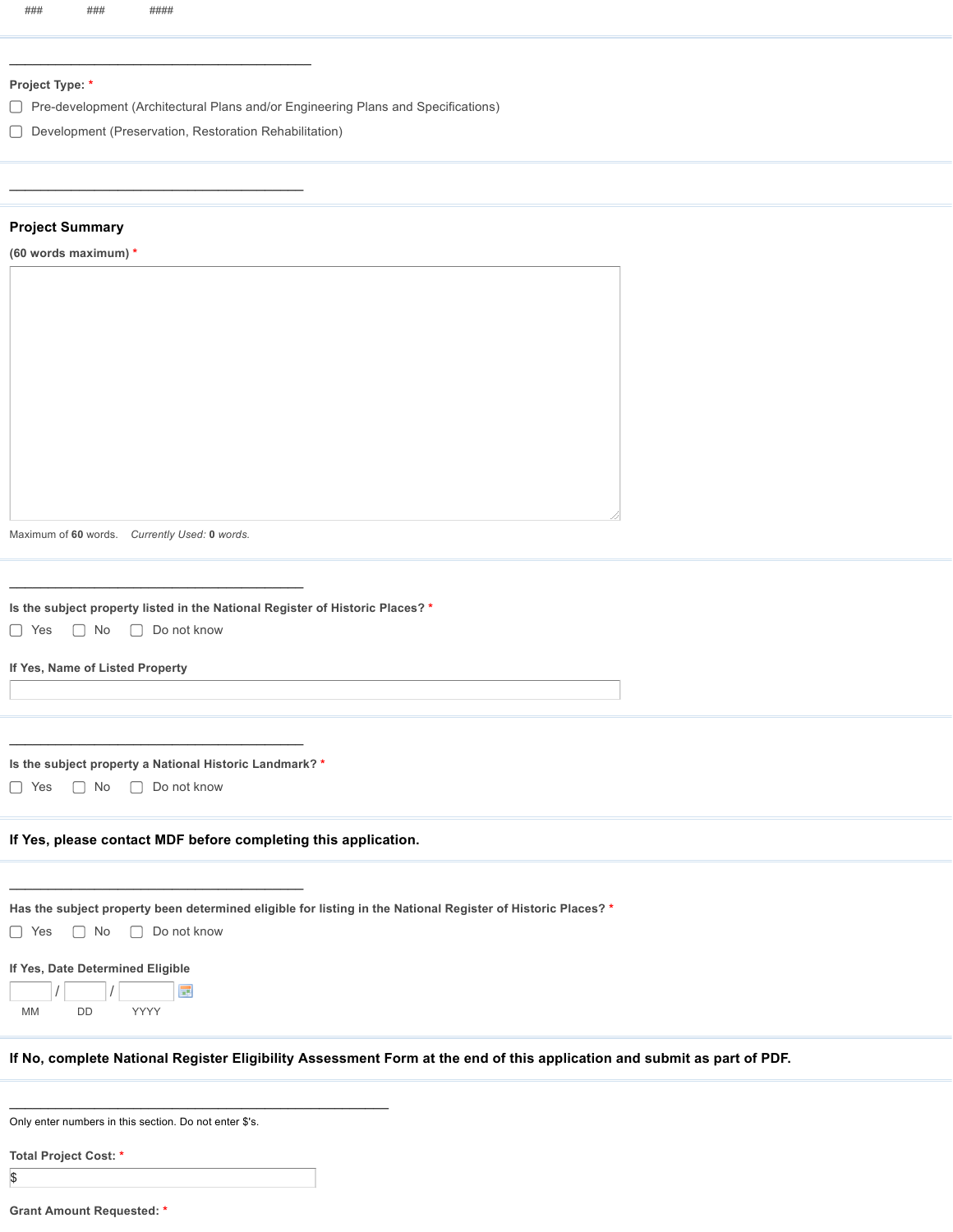### ### ####

---

**Project Type:** *

- ☐ Pre-development (Architectural Plans and/or Engineering Plans and Specifications)
- ☐ Development (Preservation, Restoration Rehabilitation)

---

**Project Summary**

**(60 words maximum)** *

Maximum of **60** words. *Currently Used:* **0** *words.*

---

**Is the subject property listed in the National Register of Historic Places?** *

☐ Yes ☐ No ☐ Do not know

**If Yes, Name of Listed Property**

---

**Is the subject property a National Historic Landmark?** *

☐ Yes ☐ No ☐ Do not know

**If Yes, please contact MDF before completing this application.**

---

**Has the subject property been determined eligible for listing in the National Register of Historic Places?** *

☐ Yes ☐ No ☐ Do not know

**If Yes, Date Determined Eligible**

___ / ___ / ____

MM DD YYYY

**If No, complete National Register Eligibility Assessment Form at the end of this application and submit as part of PDF.**

---

Only enter numbers in this section. Do not enter $'s.

**Total Project Cost:** *

$

**Grant Amount Requested:** *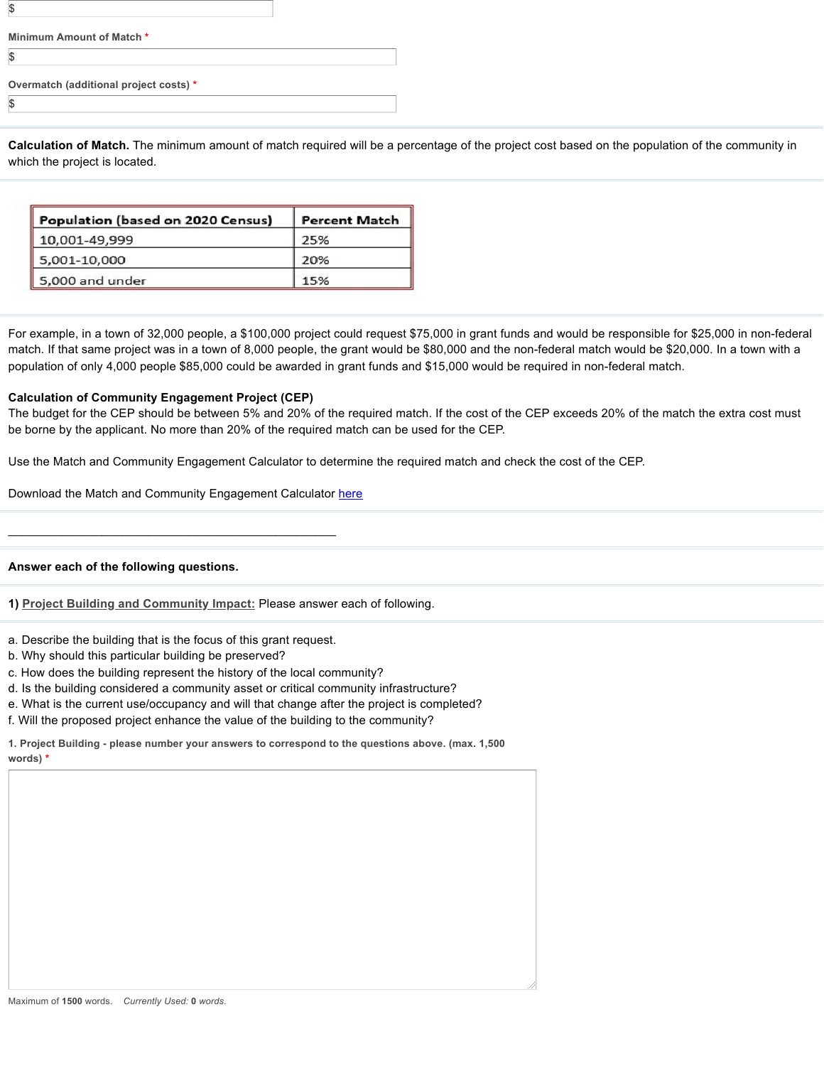$

Minimum Amount of Match *

$

Overmatch (additional project costs) *

$

**Calculation of Match.** The minimum amount of match required will be a percentage of the project cost based on the population of the community in which the project is located.

| Population (based on 2020 Census) | Percent Match |
|---|---|
| 10,001-49,999 | 25% |
| 5,001-10,000 | 20% |
| 5,000 and under | 15% |

For example, in a town of 32,000 people, a $100,000 project could request $75,000 in grant funds and would be responsible for $25,000 in non-federal match. If that same project was in a town of 8,000 people, the grant would be $80,000 and the non-federal match would be $20,000. In a town with a population of only 4,000 people $85,000 could be awarded in grant funds and $15,000 would be required in non-federal match.

**Calculation of Community Engagement Project (CEP)**
The budget for the CEP should be between 5% and 20% of the required match. If the cost of the CEP exceeds 20% of the match the extra cost must be borne by the applicant. No more than 20% of the required match can be used for the CEP.

Use the Match and Community Engagement Calculator to determine the required match and check the cost of the CEP.

Download the Match and Community Engagement Calculator here

---

**Answer each of the following questions.**

**1)** Project Building and Community Impact: Please answer each of following.

a. Describe the building that is the focus of this grant request.
b. Why should this particular building be preserved?
c. How does the building represent the history of the local community?
d. Is the building considered a community asset or critical community infrastructure?
e. What is the current use/occupancy and will that change after the project is completed?
f. Will the proposed project enhance the value of the building to the community?

**1. Project Building - please number your answers to correspond to the questions above. (max. 1,500 words) ***

Maximum of **1500** words. *Currently Used:* **0** *words.*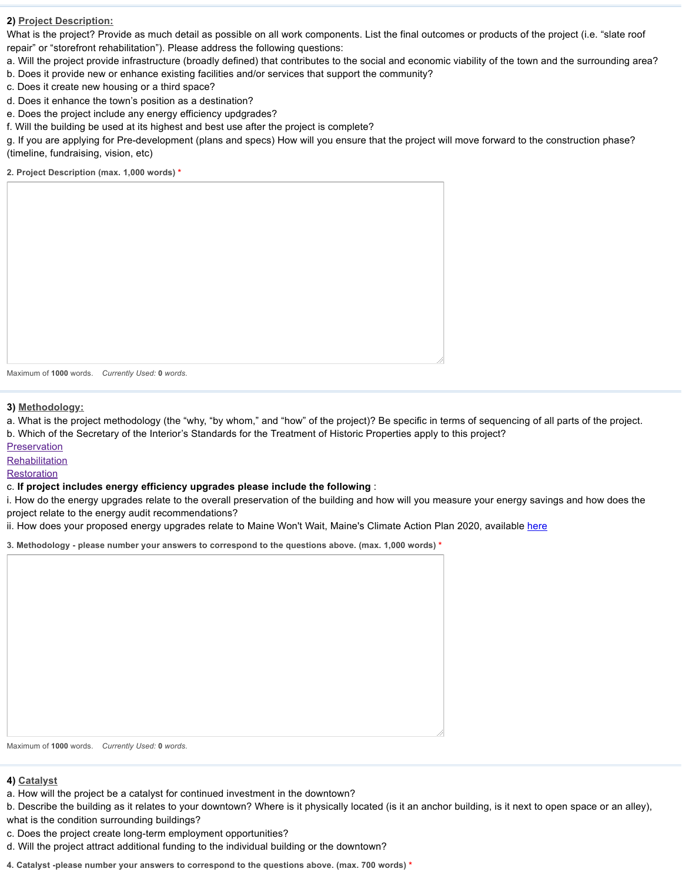## 2) Project Description:

What is the project? Provide as much detail as possible on all work components. List the final outcomes or products of the project (i.e. "slate roof repair" or "storefront rehabilitation"). Please address the following questions:

a. Will the project provide infrastructure (broadly defined) that contributes to the social and economic viability of the town and the surrounding area?
b. Does it provide new or enhance existing facilities and/or services that support the community?
c. Does it create new housing or a third space?
d. Does it enhance the town's position as a destination?
e. Does the project include any energy efficiency updgrades?
f. Will the building be used at its highest and best use after the project is complete?
g. If you are applying for Pre-development (plans and specs) How will you ensure that the project will move forward to the construction phase? (timeline, fundraising, vision, etc)

**2. Project Description (max. 1,000 words)** *

Maximum of **1000** words. *Currently Used:* **0** *words.*

## 3) Methodology:

a. What is the project methodology (the "why, "by whom," and "how" of the project)? Be specific in terms of sequencing of all parts of the project.
b. Which of the Secretary of the Interior's Standards for the Treatment of Historic Properties apply to this project?

Preservation
Rehabilitation
Restoration

c. **If project includes energy efficiency upgrades please include the following** :
i. How do the energy upgrades relate to the overall preservation of the building and how will you measure your energy savings and how does the project relate to the energy audit recommendations?
ii. How does your proposed energy upgrades relate to Maine Won't Wait, Maine's Climate Action Plan 2020, available here

**3. Methodology - please number your answers to correspond to the questions above. (max. 1,000 words)** *

Maximum of **1000** words. *Currently Used:* **0** *words.*

## 4) Catalyst

a. How will the project be a catalyst for continued investment in the downtown?
b. Describe the building as it relates to your downtown? Where is it physically located (is it an anchor building, is it next to open space or an alley), what is the condition surrounding buildings?
c. Does the project create long-term employment opportunities?
d. Will the project attract additional funding to the individual building or the downtown?

**4. Catalyst -please number your answers to correspond to the questions above. (max. 700 words)** *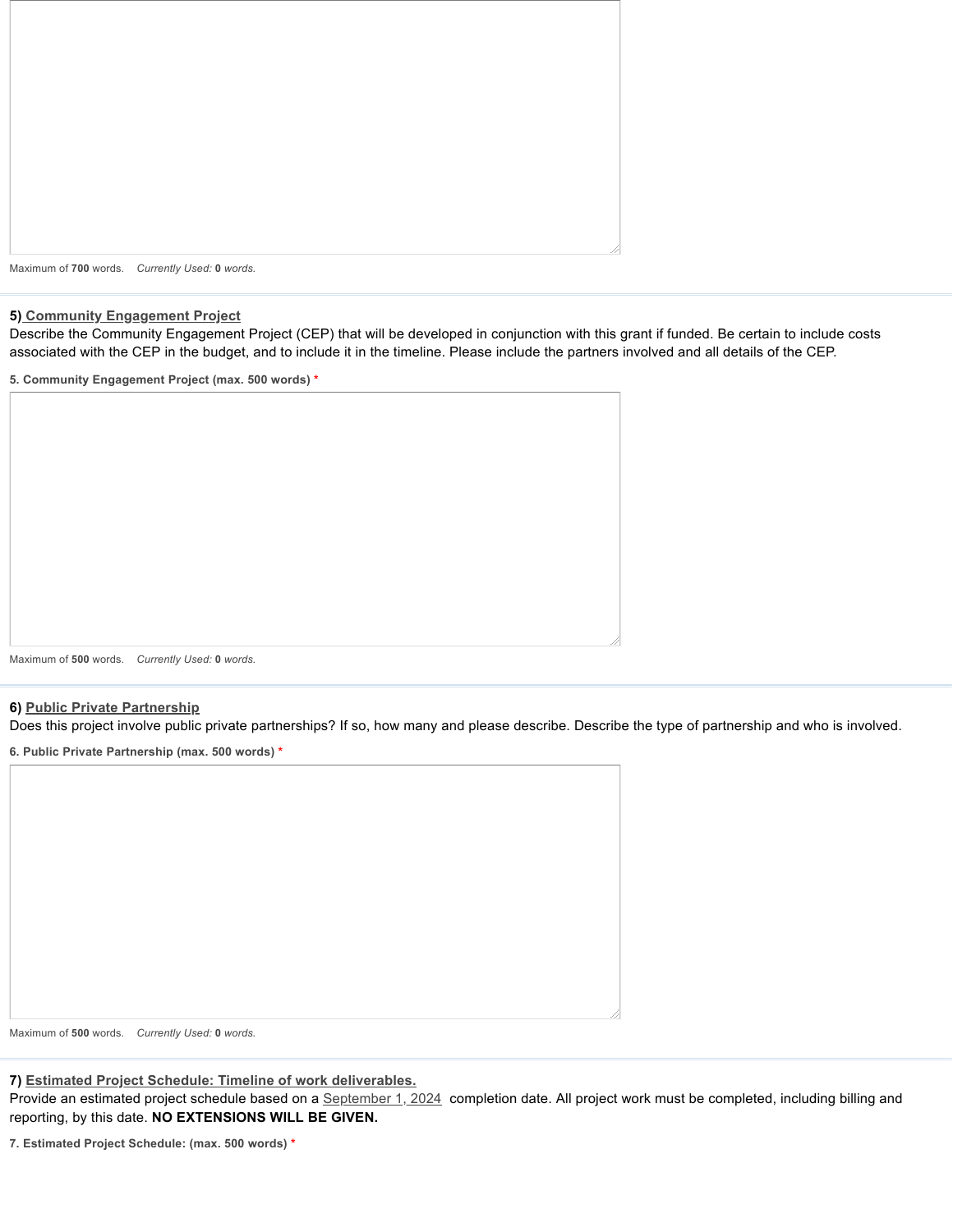Maximum of **700** words. *Currently Used:* ***0*** *words.*

**5) Community Engagement Project**

Describe the Community Engagement Project (CEP) that will be developed in conjunction with this grant if funded. Be certain to include costs associated with the CEP in the budget, and to include it in the timeline. Please include the partners involved and all details of the CEP.

**5. Community Engagement Project (max. 500 words)** *

Maximum of **500** words. *Currently Used:* ***0*** *words.*

**6) Public Private Partnership**

Does this project involve public private partnerships? If so, how many and please describe. Describe the type of partnership and who is involved.

**6. Public Private Partnership (max. 500 words)** *

Maximum of **500** words. *Currently Used:* ***0*** *words.*

**7) Estimated Project Schedule: Timeline of work deliverables.**

Provide an estimated project schedule based on a September 1, 2024 completion date. All project work must be completed, including billing and reporting, by this date. **NO EXTENSIONS WILL BE GIVEN.**

**7. Estimated Project Schedule: (max. 500 words)** *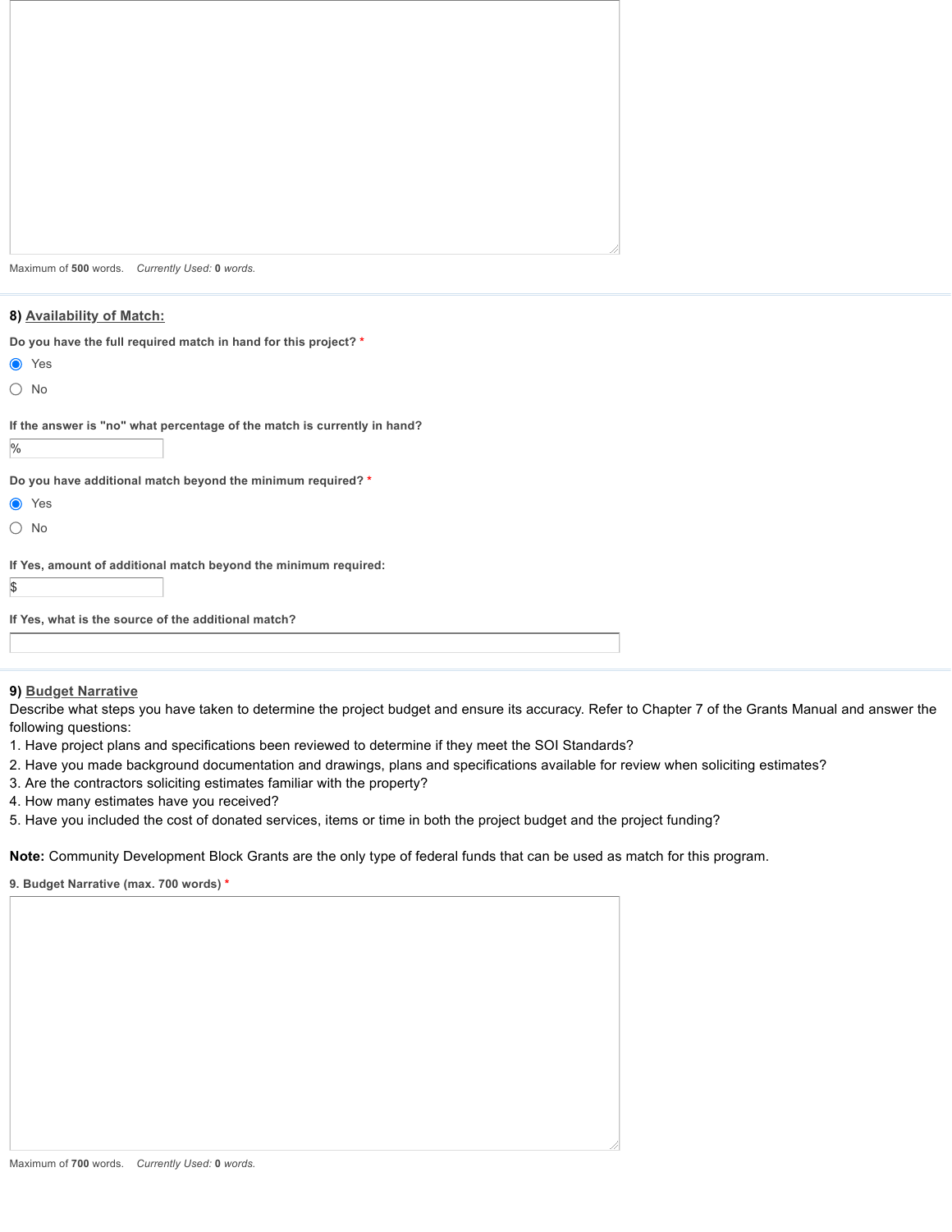Maximum of **500** words. *Currently Used:* **0** *words.*

---

**8) Availability of Match:**

**Do you have the full required match in hand for this project?** *

- (●) Yes
- ( ) No

**If the answer is "no" what percentage of the match is currently in hand?**

%

**Do you have additional match beyond the minimum required?** *

- (●) Yes
- ( ) No

**If Yes, amount of additional match beyond the minimum required:**

$

**If Yes, what is the source of the additional match?**

---

**9) Budget Narrative**

Describe what steps you have taken to determine the project budget and ensure its accuracy. Refer to Chapter 7 of the Grants Manual and answer the following questions:

1. Have project plans and specifications been reviewed to determine if they meet the SOI Standards?
2. Have you made background documentation and drawings, plans and specifications available for review when soliciting estimates?
3. Are the contractors soliciting estimates familiar with the property?
4. How many estimates have you received?
5. Have you included the cost of donated services, items or time in both the project budget and the project funding?

**Note:** Community Development Block Grants are the only type of federal funds that can be used as match for this program.

**9. Budget Narrative (max. 700 words)** *

Maximum of **700** words. *Currently Used:* **0** *words.*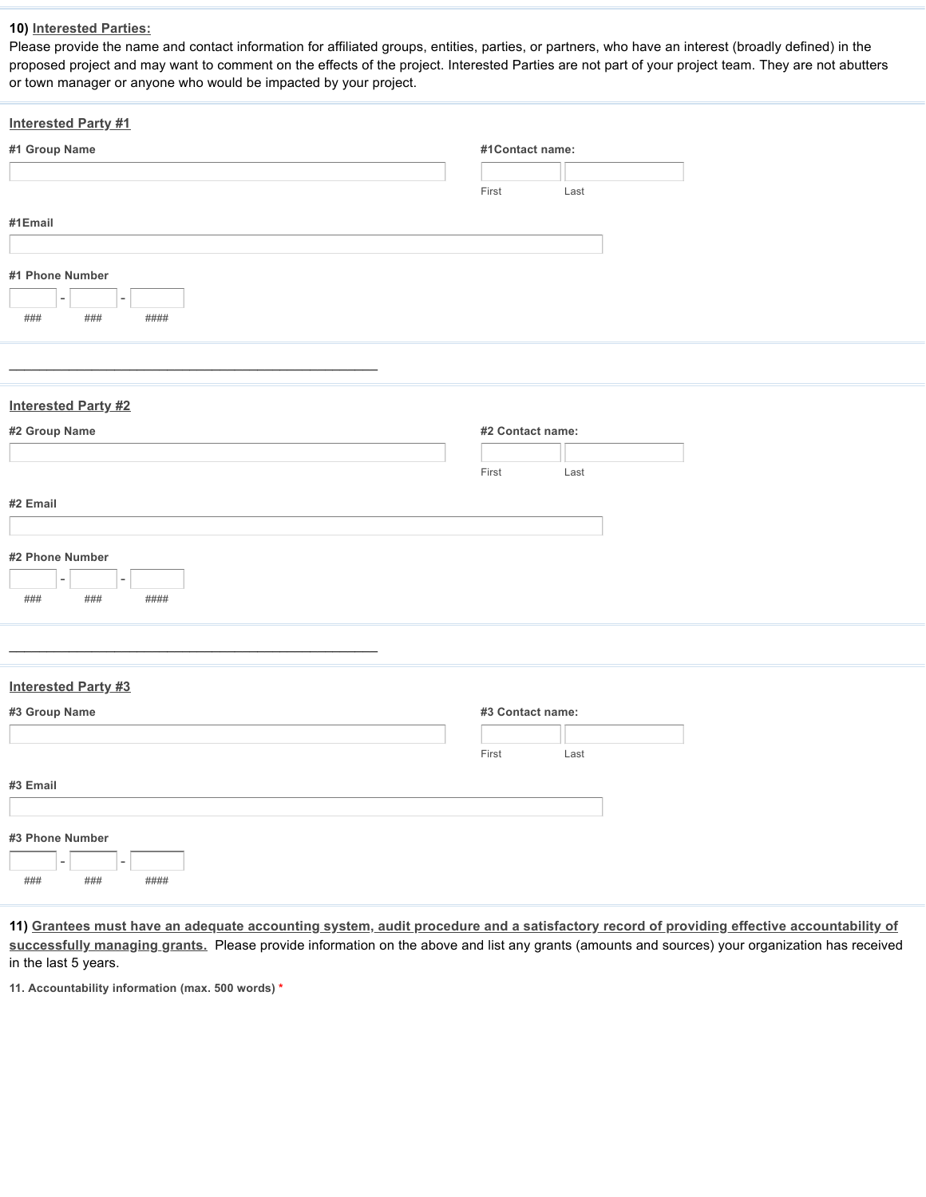**10)** <u>Interested Parties:</u>
Please provide the name and contact information for affiliated groups, entities, parties, or partners, who have an interest (broadly defined) in the proposed project and may want to comment on the effects of the project. Interested Parties are not part of your project team. They are not abutters or town manager or anyone who would be impacted by your project.

**<u>Interested Party #1</u>**

**#1 Group Name**

**#1Contact name:**

First Last

**#1Email**

**#1 Phone Number**

\### - ### - ####

---

**<u>Interested Party #2</u>**

**#2 Group Name**

**#2 Contact name:**

First Last

**#2 Email**

**#2 Phone Number**

\### - ### - ####

---

**<u>Interested Party #3</u>**

**#3 Group Name**

**#3 Contact name:**

First Last

**#3 Email**

**#3 Phone Number**

\### - ### - ####

**11)** **<u>Grantees must have an adequate accounting system, audit procedure and a satisfactory record of providing effective accountability of successfully managing grants.</u>** Please provide information on the above and list any grants (amounts and sources) your organization has received in the last 5 years.

**11. Accountability information (max. 500 words)** *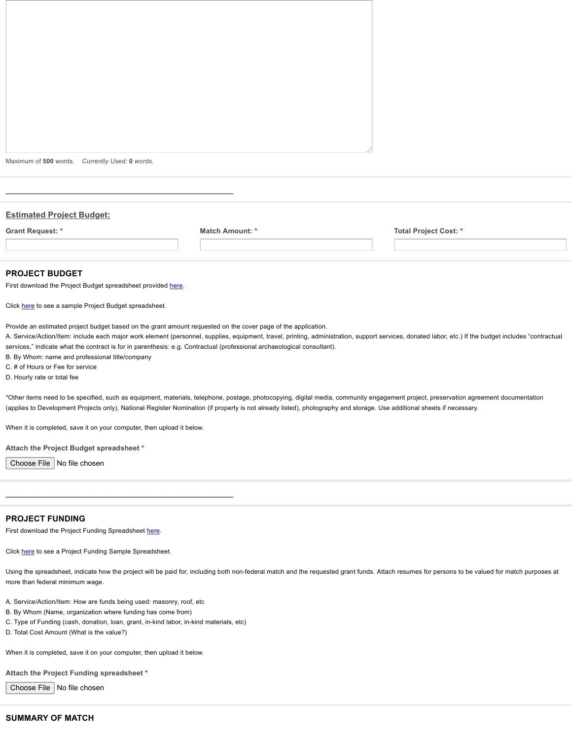Maximum of **500** words. *Currently Used:* **0** *words.*

---

## Estimated Project Budget:

**Grant Request:** *

**Match Amount:** *

**Total Project Cost:** *

## PROJECT BUDGET

First download the Project Budget spreadsheet provided here.

Click here to see a sample Project Budget spreadsheet.

Provide an estimated project budget based on the grant amount requested on the cover page of the application.

A. Service/Action/Item: include each major work element (personnel, supplies, equipment, travel, printing, administration, support services, donated labor, etc.) If the budget includes "contractual services," indicate what the contract is for in parenthesis: e.g. Contractual (professional archaeological consultant).

B. By Whom: name and professional title/company

C. # of Hours or Fee for service

D. Hourly rate or total fee

*Other items need to be specified, such as equipment, materials, telephone, postage, photocopying, digital media, community engagement project, preservation agreement documentation (applies to Development Projects only), National Register Nomination (if property is not already listed), photography and storage. Use additional sheets if necessary.

When it is completed, save it on your computer, then upload it below.

**Attach the Project Budget spreadsheet** *

Choose File No file chosen

---

## PROJECT FUNDING

First download the Project Funding Spreadsheet here.

Click here to see a Project Funding Sample Spreadsheet.

Using the spreadsheet, indicate how the project will be paid for, including both non-federal match and the requested grant funds. Attach resumes for persons to be valued for match purposes at more than federal minimum wage.

A. Service/Action/Item: How are funds being used: masonry, roof, etc

B. By Whom (Name, organization where funding has come from)

C. Type of Funding (cash, donation, loan, grant, in-kind labor, in-kind materials, etc)

D. Total Cost Amount (What is the value?)

When it is completed, save it on your computer, then upload it below.

**Attach the Project Funding spreadsheet** *

Choose File No file chosen

## SUMMARY OF MATCH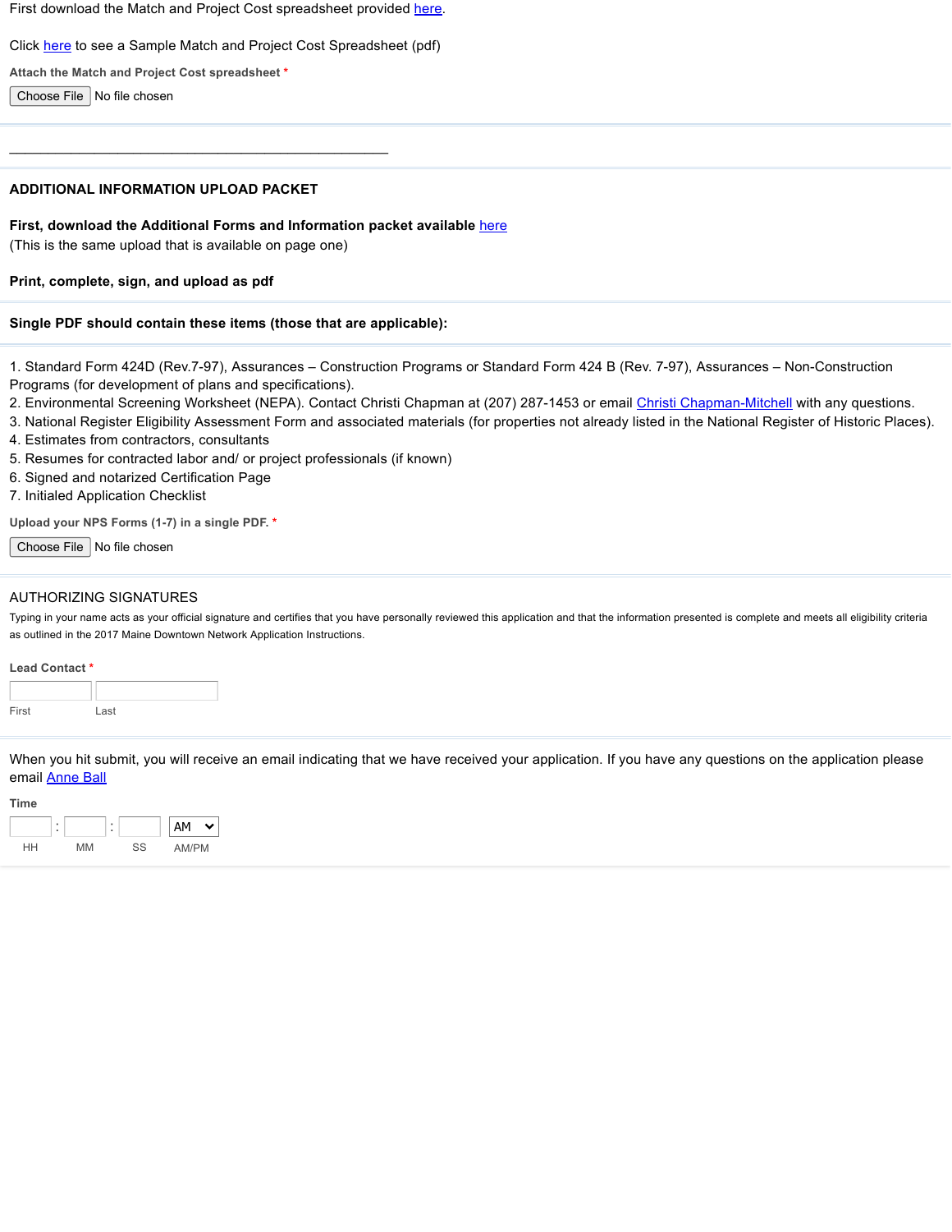First download the Match and Project Cost spreadsheet provided here.

Click here to see a Sample Match and Project Cost Spreadsheet (pdf)

**Attach the Match and Project Cost spreadsheet** *

Choose File No file chosen

---

## ADDITIONAL INFORMATION UPLOAD PACKET

**First, download the Additional Forms and Information packet available here**
(This is the same upload that is available on page one)

**Print, complete, sign, and upload as pdf**

**Single PDF should contain these items (those that are applicable):**

1. Standard Form 424D (Rev.7-97), Assurances – Construction Programs or Standard Form 424 B (Rev. 7-97), Assurances – Non-Construction Programs (for development of plans and specifications).
2. Environmental Screening Worksheet (NEPA). Contact Christi Chapman at (207) 287-1453 or email Christi Chapman-Mitchell with any questions.
3. National Register Eligibility Assessment Form and associated materials (for properties not already listed in the National Register of Historic Places).
4. Estimates from contractors, consultants
5. Resumes for contracted labor and/ or project professionals (if known)
6. Signed and notarized Certification Page
7. Initialed Application Checklist

**Upload your NPS Forms (1-7) in a single PDF.** *

Choose File No file chosen

## AUTHORIZING SIGNATURES

Typing in your name acts as your official signature and certifies that you have personally reviewed this application and that the information presented is complete and meets all eligibility criteria as outlined in the 2017 Maine Downtown Network Application Instructions.

**Lead Contact** *

First Last

When you hit submit, you will receive an email indicating that we have received your application. If you have any questions on the application please email Anne Ball

**Time**

HH : MM : SS AM/PM